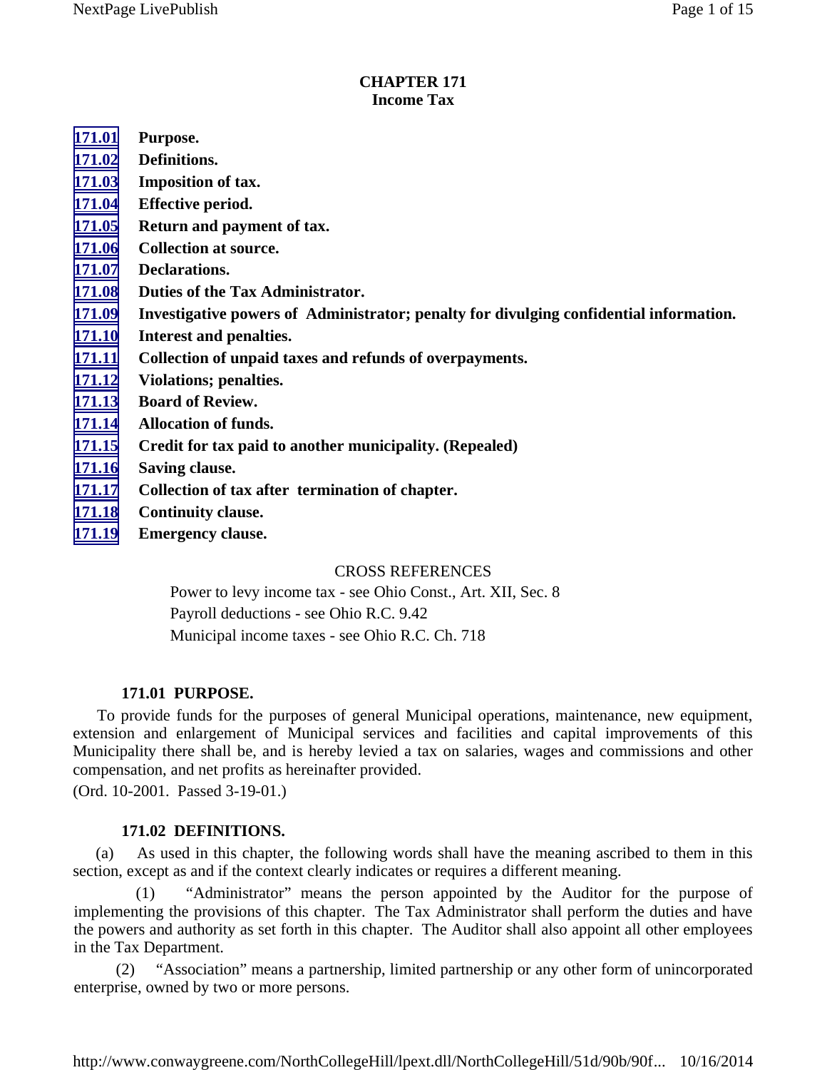# CHAPTER 171
## Income Tax

| | |
|---|---|
| 171.01 | Purpose. |
| 171.02 | Definitions. |
| 171.03 | Imposition of tax. |
| 171.04 | Effective period. |
| 171.05 | Return and payment of tax. |
| 171.06 | Collection at source. |
| 171.07 | Declarations. |
| 171.08 | Duties of the Tax Administrator. |
| 171.09 | Investigative powers of Administrator; penalty for divulging confidential information. |
| 171.10 | Interest and penalties. |
| 171.11 | Collection of unpaid taxes and refunds of overpayments. |
| 171.12 | Violations; penalties. |
| 171.13 | Board of Review. |
| 171.14 | Allocation of funds. |
| 171.15 | Credit for tax paid to another municipality. (Repealed) |
| 171.16 | Saving clause. |
| 171.17 | Collection of tax after termination of chapter. |
| 171.18 | Continuity clause. |
| 171.19 | Emergency clause. |

CROSS REFERENCES

Power to levy income tax - see Ohio Const., Art. XII, Sec. 8

Payroll deductions - see Ohio R.C. 9.42

Municipal income taxes - see Ohio R.C. Ch. 718

### 171.01 PURPOSE.

To provide funds for the purposes of general Municipal operations, maintenance, new equipment, extension and enlargement of Municipal services and facilities and capital improvements of this Municipality there shall be, and is hereby levied a tax on salaries, wages and commissions and other compensation, and net profits as hereinafter provided.

(Ord. 10-2001. Passed 3-19-01.)

### 171.02 DEFINITIONS.

(a) As used in this chapter, the following words shall have the meaning ascribed to them in this section, except as and if the context clearly indicates or requires a different meaning.

(1) "Administrator" means the person appointed by the Auditor for the purpose of implementing the provisions of this chapter. The Tax Administrator shall perform the duties and have the powers and authority as set forth in this chapter. The Auditor shall also appoint all other employees in the Tax Department.

(2) "Association" means a partnership, limited partnership or any other form of unincorporated enterprise, owned by two or more persons.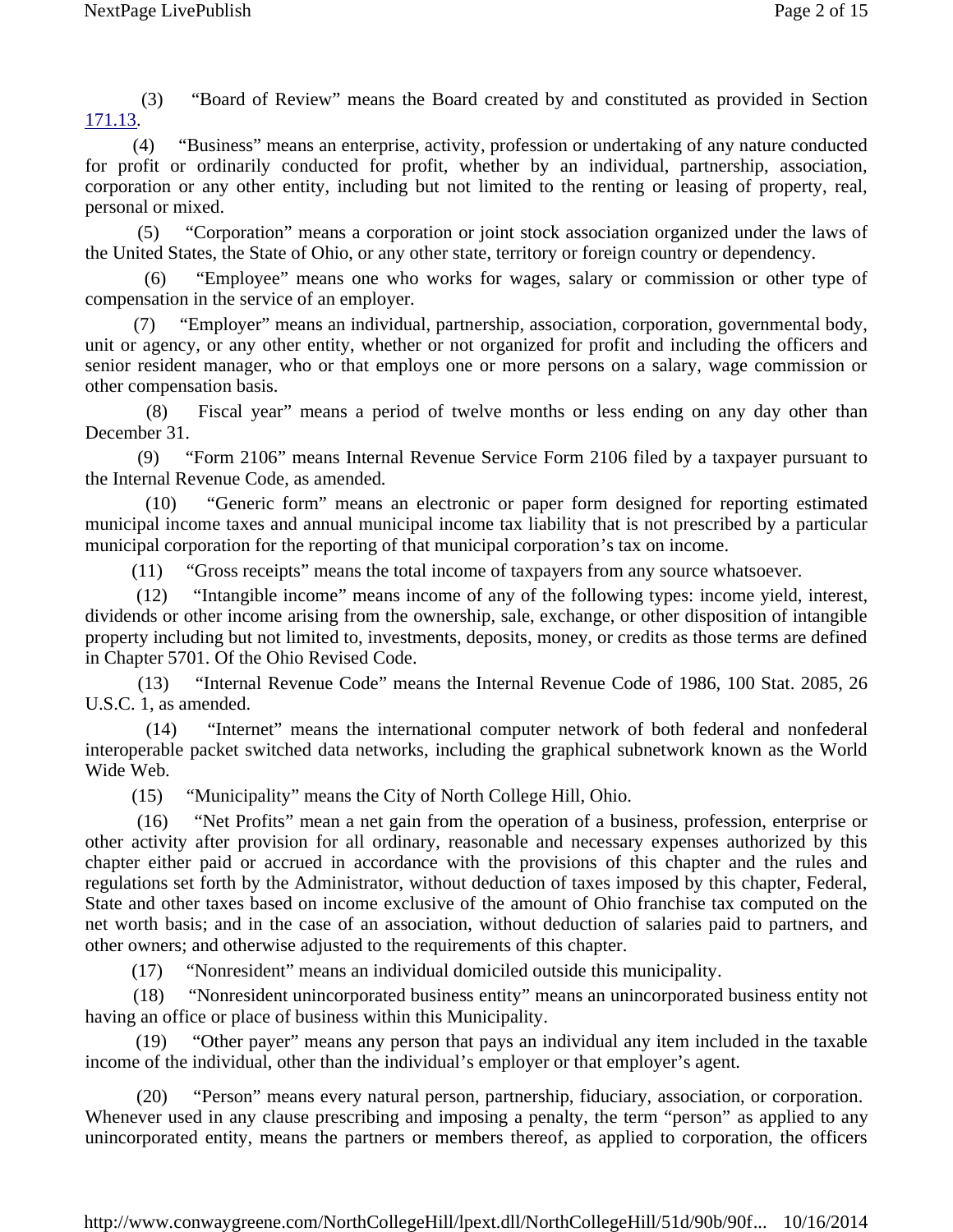(3) "Board of Review" means the Board created by and constituted as provided in Section 171.13.

(4) "Business" means an enterprise, activity, profession or undertaking of any nature conducted for profit or ordinarily conducted for profit, whether by an individual, partnership, association, corporation or any other entity, including but not limited to the renting or leasing of property, real, personal or mixed.

(5) "Corporation" means a corporation or joint stock association organized under the laws of the United States, the State of Ohio, or any other state, territory or foreign country or dependency.

(6) "Employee" means one who works for wages, salary or commission or other type of compensation in the service of an employer.

(7) "Employer" means an individual, partnership, association, corporation, governmental body, unit or agency, or any other entity, whether or not organized for profit and including the officers and senior resident manager, who or that employs one or more persons on a salary, wage commission or other compensation basis.

(8) Fiscal year" means a period of twelve months or less ending on any day other than December 31.

(9) "Form 2106" means Internal Revenue Service Form 2106 filed by a taxpayer pursuant to the Internal Revenue Code, as amended.

(10) "Generic form" means an electronic or paper form designed for reporting estimated municipal income taxes and annual municipal income tax liability that is not prescribed by a particular municipal corporation for the reporting of that municipal corporation's tax on income.

(11) "Gross receipts" means the total income of taxpayers from any source whatsoever.

(12) "Intangible income" means income of any of the following types: income yield, interest, dividends or other income arising from the ownership, sale, exchange, or other disposition of intangible property including but not limited to, investments, deposits, money, or credits as those terms are defined in Chapter 5701. Of the Ohio Revised Code.

(13) "Internal Revenue Code" means the Internal Revenue Code of 1986, 100 Stat. 2085, 26 U.S.C. 1, as amended.

(14) "Internet" means the international computer network of both federal and nonfederal interoperable packet switched data networks, including the graphical subnetwork known as the World Wide Web.

(15) "Municipality" means the City of North College Hill, Ohio.

(16) "Net Profits" mean a net gain from the operation of a business, profession, enterprise or other activity after provision for all ordinary, reasonable and necessary expenses authorized by this chapter either paid or accrued in accordance with the provisions of this chapter and the rules and regulations set forth by the Administrator, without deduction of taxes imposed by this chapter, Federal, State and other taxes based on income exclusive of the amount of Ohio franchise tax computed on the net worth basis; and in the case of an association, without deduction of salaries paid to partners, and other owners; and otherwise adjusted to the requirements of this chapter.

(17) "Nonresident" means an individual domiciled outside this municipality.

(18) "Nonresident unincorporated business entity" means an unincorporated business entity not having an office or place of business within this Municipality.

(19) "Other payer" means any person that pays an individual any item included in the taxable income of the individual, other than the individual's employer or that employer's agent.

(20) "Person" means every natural person, partnership, fiduciary, association, or corporation. Whenever used in any clause prescribing and imposing a penalty, the term "person" as applied to any unincorporated entity, means the partners or members thereof, as applied to corporation, the officers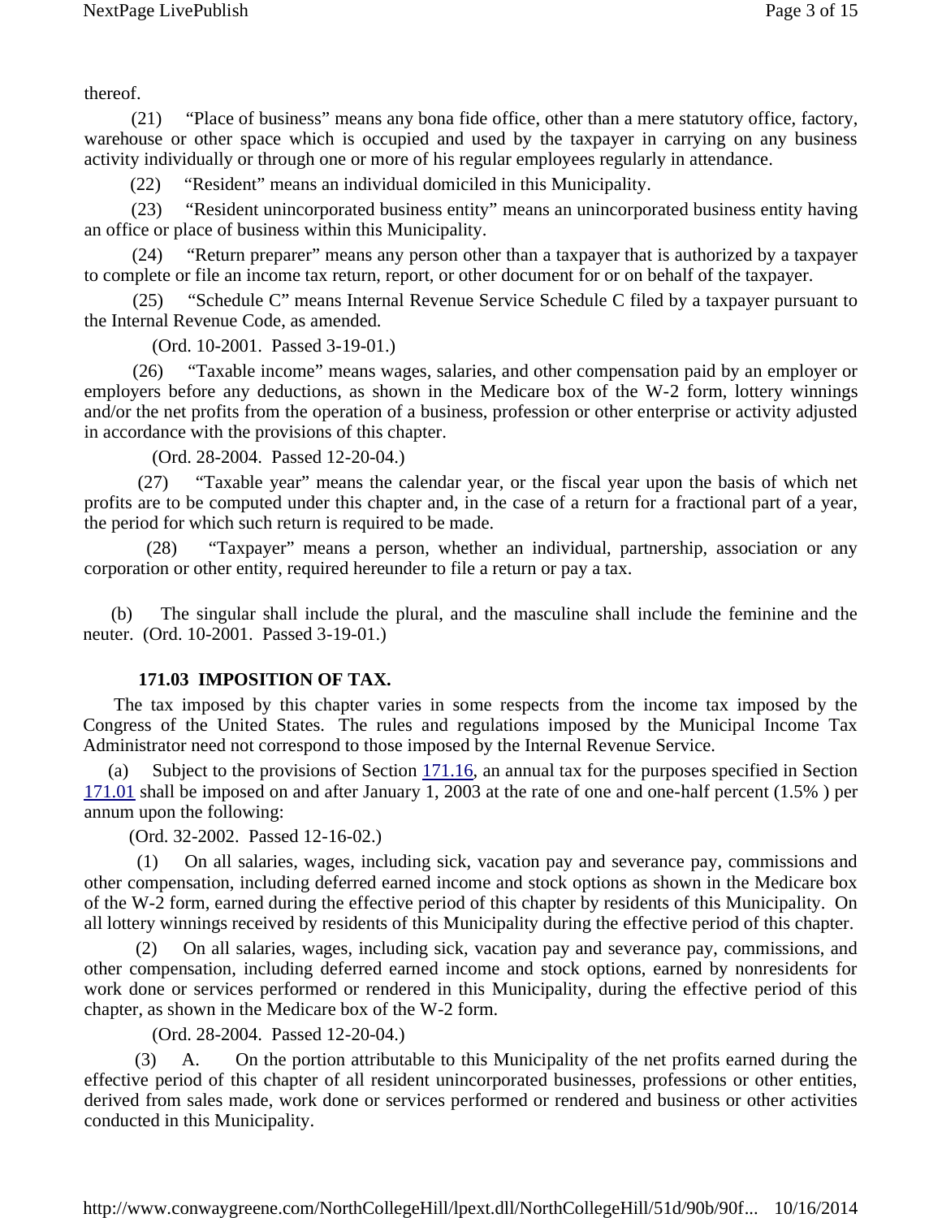thereof.

(21) "Place of business" means any bona fide office, other than a mere statutory office, factory, warehouse or other space which is occupied and used by the taxpayer in carrying on any business activity individually or through one or more of his regular employees regularly in attendance.

(22) "Resident" means an individual domiciled in this Municipality.

(23) "Resident unincorporated business entity" means an unincorporated business entity having an office or place of business within this Municipality.

(24) "Return preparer" means any person other than a taxpayer that is authorized by a taxpayer to complete or file an income tax return, report, or other document for or on behalf of the taxpayer.

(25) "Schedule C" means Internal Revenue Service Schedule C filed by a taxpayer pursuant to the Internal Revenue Code, as amended.

(Ord. 10-2001. Passed 3-19-01.)

(26) "Taxable income" means wages, salaries, and other compensation paid by an employer or employers before any deductions, as shown in the Medicare box of the W-2 form, lottery winnings and/or the net profits from the operation of a business, profession or other enterprise or activity adjusted in accordance with the provisions of this chapter.

(Ord. 28-2004. Passed 12-20-04.)

(27) "Taxable year" means the calendar year, or the fiscal year upon the basis of which net profits are to be computed under this chapter and, in the case of a return for a fractional part of a year, the period for which such return is required to be made.

(28) "Taxpayer" means a person, whether an individual, partnership, association or any corporation or other entity, required hereunder to file a return or pay a tax.

(b) The singular shall include the plural, and the masculine shall include the feminine and the neuter. (Ord. 10-2001. Passed 3-19-01.)

### 171.03 IMPOSITION OF TAX.

The tax imposed by this chapter varies in some respects from the income tax imposed by the Congress of the United States. The rules and regulations imposed by the Municipal Income Tax Administrator need not correspond to those imposed by the Internal Revenue Service.

(a) Subject to the provisions of Section 171.16, an annual tax for the purposes specified in Section 171.01 shall be imposed on and after January 1, 2003 at the rate of one and one-half percent (1.5% ) per annum upon the following:

(Ord. 32-2002. Passed 12-16-02.)

(1) On all salaries, wages, including sick, vacation pay and severance pay, commissions and other compensation, including deferred earned income and stock options as shown in the Medicare box of the W-2 form, earned during the effective period of this chapter by residents of this Municipality. On all lottery winnings received by residents of this Municipality during the effective period of this chapter.

(2) On all salaries, wages, including sick, vacation pay and severance pay, commissions, and other compensation, including deferred earned income and stock options, earned by nonresidents for work done or services performed or rendered in this Municipality, during the effective period of this chapter, as shown in the Medicare box of the W-2 form.

(Ord. 28-2004. Passed 12-20-04.)

(3) A. On the portion attributable to this Municipality of the net profits earned during the effective period of this chapter of all resident unincorporated businesses, professions or other entities, derived from sales made, work done or services performed or rendered and business or other activities conducted in this Municipality.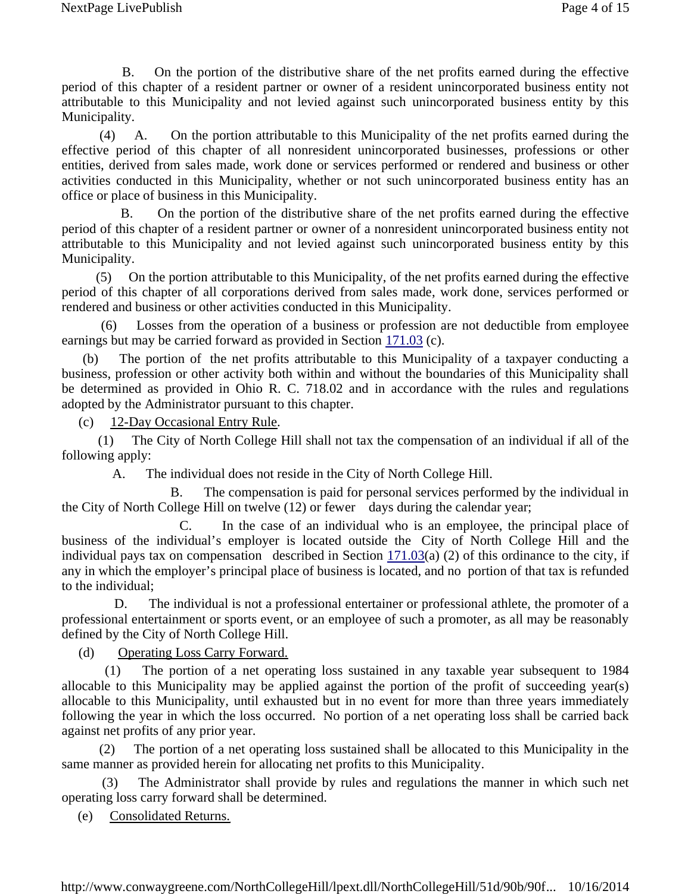B. On the portion of the distributive share of the net profits earned during the effective period of this chapter of a resident partner or owner of a resident unincorporated business entity not attributable to this Municipality and not levied against such unincorporated business entity by this Municipality.

(4) A. On the portion attributable to this Municipality of the net profits earned during the effective period of this chapter of all nonresident unincorporated businesses, professions or other entities, derived from sales made, work done or services performed or rendered and business or other activities conducted in this Municipality, whether or not such unincorporated business entity has an office or place of business in this Municipality.

B. On the portion of the distributive share of the net profits earned during the effective period of this chapter of a resident partner or owner of a nonresident unincorporated business entity not attributable to this Municipality and not levied against such unincorporated business entity by this Municipality.

(5) On the portion attributable to this Municipality, of the net profits earned during the effective period of this chapter of all corporations derived from sales made, work done, services performed or rendered and business or other activities conducted in this Municipality.

(6) Losses from the operation of a business or profession are not deductible from employee earnings but may be carried forward as provided in Section 171.03 (c).

(b) The portion of the net profits attributable to this Municipality of a taxpayer conducting a business, profession or other activity both within and without the boundaries of this Municipality shall be determined as provided in Ohio R. C. 718.02 and in accordance with the rules and regulations adopted by the Administrator pursuant to this chapter.

(c) <u>12-Day Occasional Entry Rule</u>.

(1) The City of North College Hill shall not tax the compensation of an individual if all of the following apply:

A. The individual does not reside in the City of North College Hill.

B. The compensation is paid for personal services performed by the individual in the City of North College Hill on twelve (12) or fewer days during the calendar year;

C. In the case of an individual who is an employee, the principal place of business of the individual's employer is located outside the City of North College Hill and the individual pays tax on compensation described in Section 171.03(a) (2) of this ordinance to the city, if any in which the employer's principal place of business is located, and no portion of that tax is refunded to the individual;

D. The individual is not a professional entertainer or professional athlete, the promoter of a professional entertainment or sports event, or an employee of such a promoter, as all may be reasonably defined by the City of North College Hill.

(d) <u>Operating Loss Carry Forward.</u>

(1) The portion of a net operating loss sustained in any taxable year subsequent to 1984 allocable to this Municipality may be applied against the portion of the profit of succeeding year(s) allocable to this Municipality, until exhausted but in no event for more than three years immediately following the year in which the loss occurred. No portion of a net operating loss shall be carried back against net profits of any prior year.

(2) The portion of a net operating loss sustained shall be allocated to this Municipality in the same manner as provided herein for allocating net profits to this Municipality.

(3) The Administrator shall provide by rules and regulations the manner in which such net operating loss carry forward shall be determined.

(e) <u>Consolidated Returns.</u>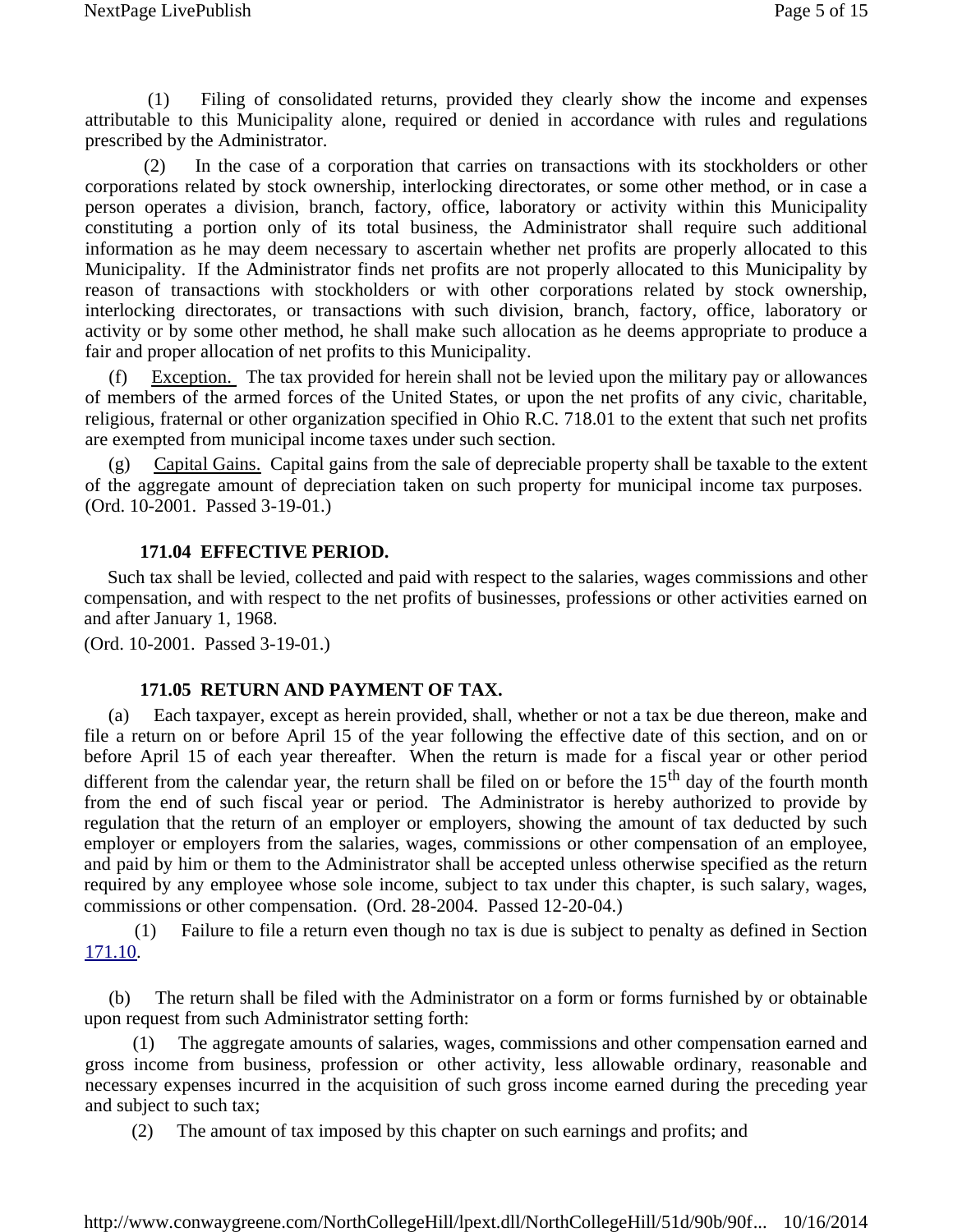(1) Filing of consolidated returns, provided they clearly show the income and expenses attributable to this Municipality alone, required or denied in accordance with rules and regulations prescribed by the Administrator.

(2) In the case of a corporation that carries on transactions with its stockholders or other corporations related by stock ownership, interlocking directorates, or some other method, or in case a person operates a division, branch, factory, office, laboratory or activity within this Municipality constituting a portion only of its total business, the Administrator shall require such additional information as he may deem necessary to ascertain whether net profits are properly allocated to this Municipality. If the Administrator finds net profits are not properly allocated to this Municipality by reason of transactions with stockholders or with other corporations related by stock ownership, interlocking directorates, or transactions with such division, branch, factory, office, laboratory or activity or by some other method, he shall make such allocation as he deems appropriate to produce a fair and proper allocation of net profits to this Municipality.

(f) Exception. The tax provided for herein shall not be levied upon the military pay or allowances of members of the armed forces of the United States, or upon the net profits of any civic, charitable, religious, fraternal or other organization specified in Ohio R.C. 718.01 to the extent that such net profits are exempted from municipal income taxes under such section.

(g) Capital Gains. Capital gains from the sale of depreciable property shall be taxable to the extent of the aggregate amount of depreciation taken on such property for municipal income tax purposes. (Ord. 10-2001. Passed 3-19-01.)

### 171.04 EFFECTIVE PERIOD.

Such tax shall be levied, collected and paid with respect to the salaries, wages commissions and other compensation, and with respect to the net profits of businesses, professions or other activities earned on and after January 1, 1968.

(Ord. 10-2001. Passed 3-19-01.)

### 171.05 RETURN AND PAYMENT OF TAX.

(a) Each taxpayer, except as herein provided, shall, whether or not a tax be due thereon, make and file a return on or before April 15 of the year following the effective date of this section, and on or before April 15 of each year thereafter. When the return is made for a fiscal year or other period different from the calendar year, the return shall be filed on or before the 15th day of the fourth month from the end of such fiscal year or period. The Administrator is hereby authorized to provide by regulation that the return of an employer or employers, showing the amount of tax deducted by such employer or employers from the salaries, wages, commissions or other compensation of an employee, and paid by him or them to the Administrator shall be accepted unless otherwise specified as the return required by any employee whose sole income, subject to tax under this chapter, is such salary, wages, commissions or other compensation. (Ord. 28-2004. Passed 12-20-04.)

(1) Failure to file a return even though no tax is due is subject to penalty as defined in Section 171.10.

(b) The return shall be filed with the Administrator on a form or forms furnished by or obtainable upon request from such Administrator setting forth:

(1) The aggregate amounts of salaries, wages, commissions and other compensation earned and gross income from business, profession or other activity, less allowable ordinary, reasonable and necessary expenses incurred in the acquisition of such gross income earned during the preceding year and subject to such tax;

(2) The amount of tax imposed by this chapter on such earnings and profits; and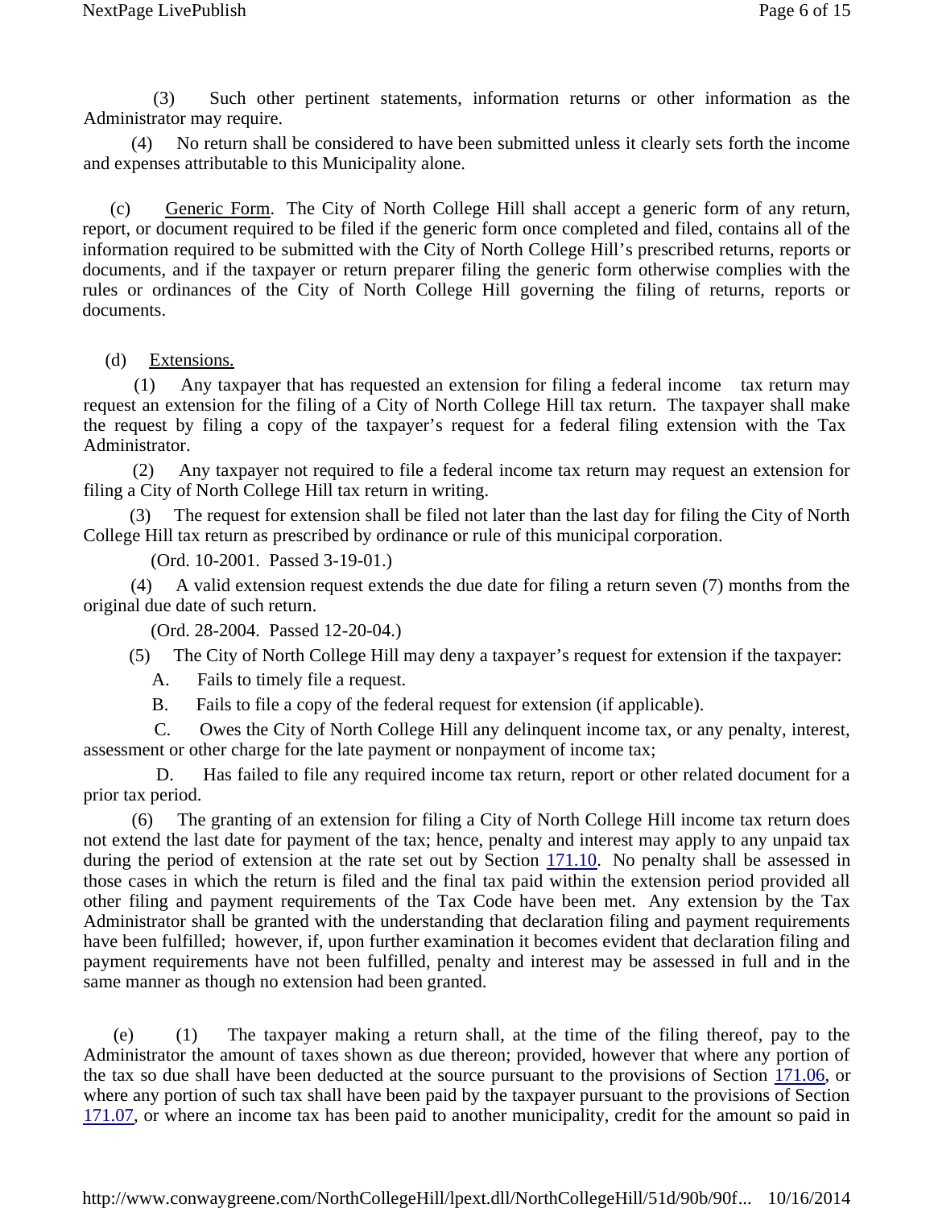(3) Such other pertinent statements, information returns or other information as the Administrator may require.

(4) No return shall be considered to have been submitted unless it clearly sets forth the income and expenses attributable to this Municipality alone.

(c) Generic Form. The City of North College Hill shall accept a generic form of any return, report, or document required to be filed if the generic form once completed and filed, contains all of the information required to be submitted with the City of North College Hill's prescribed returns, reports or documents, and if the taxpayer or return preparer filing the generic form otherwise complies with the rules or ordinances of the City of North College Hill governing the filing of returns, reports or documents.

(d) Extensions.

(1) Any taxpayer that has requested an extension for filing a federal income tax return may request an extension for the filing of a City of North College Hill tax return. The taxpayer shall make the request by filing a copy of the taxpayer's request for a federal filing extension with the Tax Administrator.

(2) Any taxpayer not required to file a federal income tax return may request an extension for filing a City of North College Hill tax return in writing.

(3) The request for extension shall be filed not later than the last day for filing the City of North College Hill tax return as prescribed by ordinance or rule of this municipal corporation.

(Ord. 10-2001. Passed 3-19-01.)

(4) A valid extension request extends the due date for filing a return seven (7) months from the original due date of such return.

(Ord. 28-2004. Passed 12-20-04.)

(5) The City of North College Hill may deny a taxpayer's request for extension if the taxpayer:

A. Fails to timely file a request.

B. Fails to file a copy of the federal request for extension (if applicable).

C. Owes the City of North College Hill any delinquent income tax, or any penalty, interest, assessment or other charge for the late payment or nonpayment of income tax;

D. Has failed to file any required income tax return, report or other related document for a prior tax period.

(6) The granting of an extension for filing a City of North College Hill income tax return does not extend the last date for payment of the tax; hence, penalty and interest may apply to any unpaid tax during the period of extension at the rate set out by Section 171.10. No penalty shall be assessed in those cases in which the return is filed and the final tax paid within the extension period provided all other filing and payment requirements of the Tax Code have been met. Any extension by the Tax Administrator shall be granted with the understanding that declaration filing and payment requirements have been fulfilled; however, if, upon further examination it becomes evident that declaration filing and payment requirements have not been fulfilled, penalty and interest may be assessed in full and in the same manner as though no extension had been granted.

(e) (1) The taxpayer making a return shall, at the time of the filing thereof, pay to the Administrator the amount of taxes shown as due thereon; provided, however that where any portion of the tax so due shall have been deducted at the source pursuant to the provisions of Section 171.06, or where any portion of such tax shall have been paid by the taxpayer pursuant to the provisions of Section 171.07, or where an income tax has been paid to another municipality, credit for the amount so paid in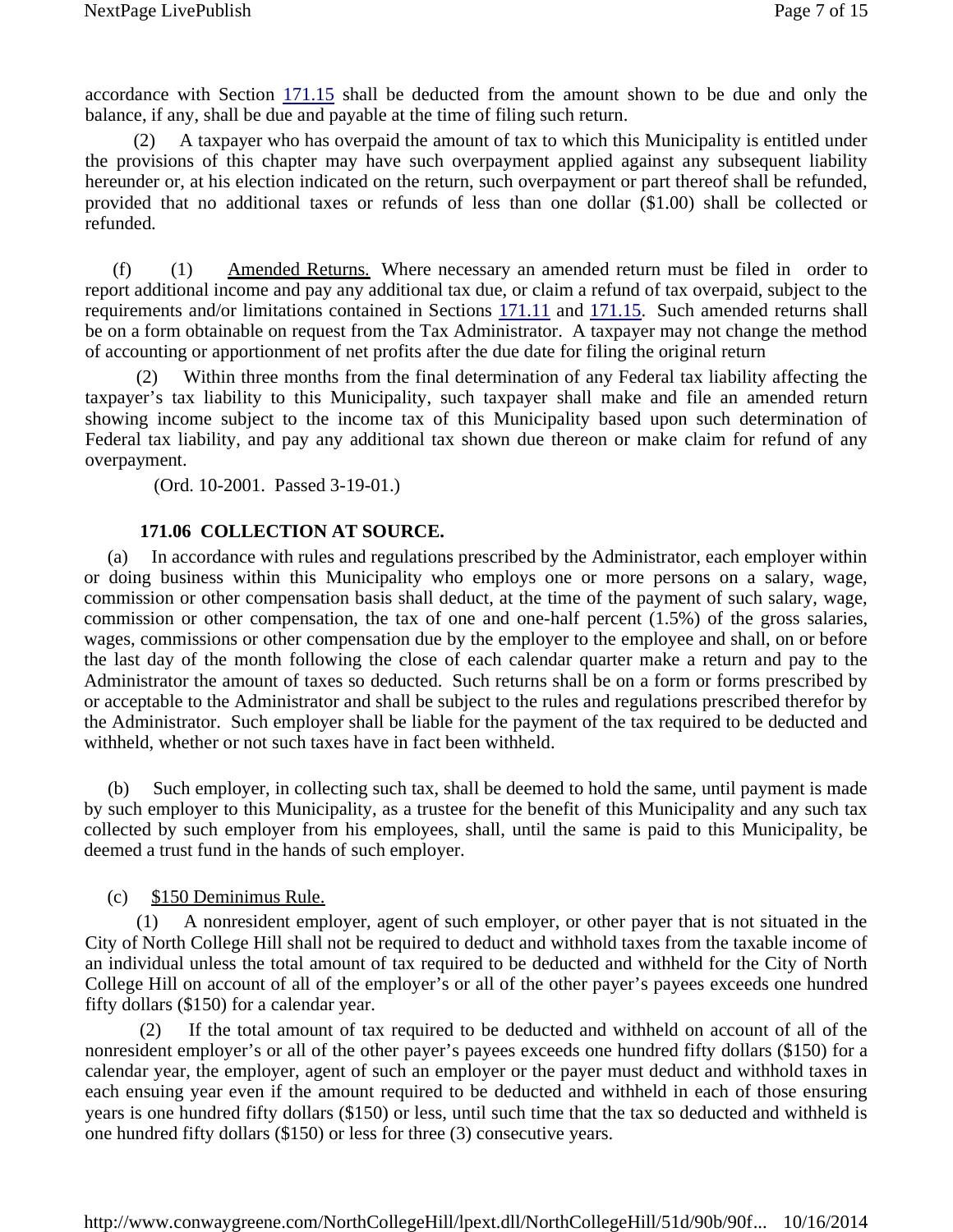accordance with Section [171.15](171.15) shall be deducted from the amount shown to be due and only the balance, if any, shall be due and payable at the time of filing such return.

(2) A taxpayer who has overpaid the amount of tax to which this Municipality is entitled under the provisions of this chapter may have such overpayment applied against any subsequent liability hereunder or, at his election indicated on the return, such overpayment or part thereof shall be refunded, provided that no additional taxes or refunds of less than one dollar ($1.00) shall be collected or refunded.

(f) (1) Amended Returns. Where necessary an amended return must be filed in order to report additional income and pay any additional tax due, or claim a refund of tax overpaid, subject to the requirements and/or limitations contained in Sections 171.11 and 171.15. Such amended returns shall be on a form obtainable on request from the Tax Administrator. A taxpayer may not change the method of accounting or apportionment of net profits after the due date for filing the original return

(2) Within three months from the final determination of any Federal tax liability affecting the taxpayer's tax liability to this Municipality, such taxpayer shall make and file an amended return showing income subject to the income tax of this Municipality based upon such determination of Federal tax liability, and pay any additional tax shown due thereon or make claim for refund of any overpayment.

(Ord. 10-2001. Passed 3-19-01.)

### 171.06 COLLECTION AT SOURCE.

(a) In accordance with rules and regulations prescribed by the Administrator, each employer within or doing business within this Municipality who employs one or more persons on a salary, wage, commission or other compensation basis shall deduct, at the time of the payment of such salary, wage, commission or other compensation, the tax of one and one-half percent (1.5%) of the gross salaries, wages, commissions or other compensation due by the employer to the employee and shall, on or before the last day of the month following the close of each calendar quarter make a return and pay to the Administrator the amount of taxes so deducted. Such returns shall be on a form or forms prescribed by or acceptable to the Administrator and shall be subject to the rules and regulations prescribed therefor by the Administrator. Such employer shall be liable for the payment of the tax required to be deducted and withheld, whether or not such taxes have in fact been withheld.

(b) Such employer, in collecting such tax, shall be deemed to hold the same, until payment is made by such employer to this Municipality, as a trustee for the benefit of this Municipality and any such tax collected by such employer from his employees, shall, until the same is paid to this Municipality, be deemed a trust fund in the hands of such employer.

(c) $150 Deminimus Rule.

(1) A nonresident employer, agent of such employer, or other payer that is not situated in the City of North College Hill shall not be required to deduct and withhold taxes from the taxable income of an individual unless the total amount of tax required to be deducted and withheld for the City of North College Hill on account of all of the employer's or all of the other payer's payees exceeds one hundred fifty dollars ($150) for a calendar year.

(2) If the total amount of tax required to be deducted and withheld on account of all of the nonresident employer's or all of the other payer's payees exceeds one hundred fifty dollars ($150) for a calendar year, the employer, agent of such an employer or the payer must deduct and withhold taxes in each ensuing year even if the amount required to be deducted and withheld in each of those ensuring years is one hundred fifty dollars ($150) or less, until such time that the tax so deducted and withheld is one hundred fifty dollars ($150) or less for three (3) consecutive years.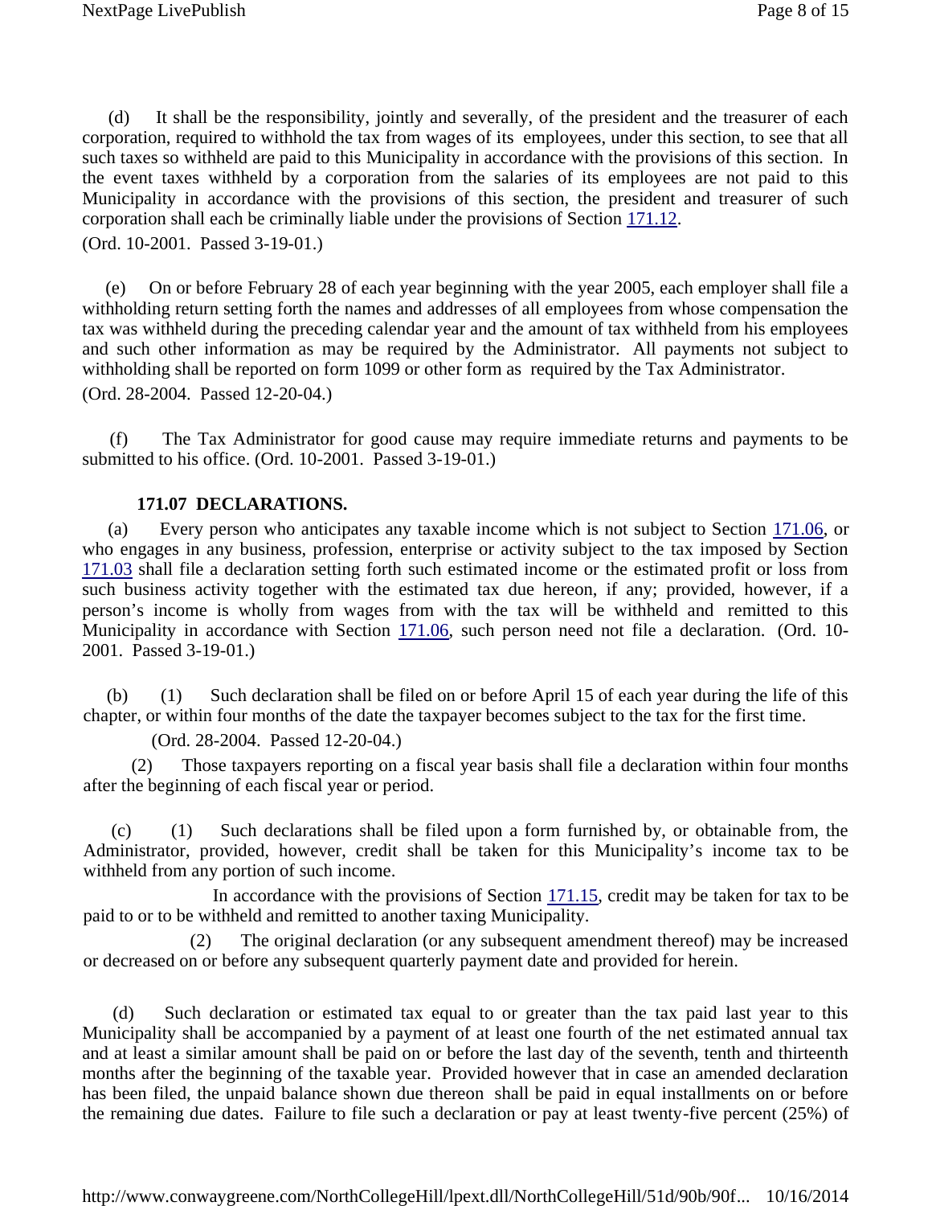(d) It shall be the responsibility, jointly and severally, of the president and the treasurer of each corporation, required to withhold the tax from wages of its employees, under this section, to see that all such taxes so withheld are paid to this Municipality in accordance with the provisions of this section. In the event taxes withheld by a corporation from the salaries of its employees are not paid to this Municipality in accordance with the provisions of this section, the president and treasurer of such corporation shall each be criminally liable under the provisions of Section 171.12.

(Ord. 10-2001. Passed 3-19-01.)

(e) On or before February 28 of each year beginning with the year 2005, each employer shall file a withholding return setting forth the names and addresses of all employees from whose compensation the tax was withheld during the preceding calendar year and the amount of tax withheld from his employees and such other information as may be required by the Administrator. All payments not subject to withholding shall be reported on form 1099 or other form as required by the Tax Administrator.

(Ord. 28-2004. Passed 12-20-04.)

(f) The Tax Administrator for good cause may require immediate returns and payments to be submitted to his office. (Ord. 10-2001. Passed 3-19-01.)

### 171.07 DECLARATIONS.

(a) Every person who anticipates any taxable income which is not subject to Section 171.06, or who engages in any business, profession, enterprise or activity subject to the tax imposed by Section 171.03 shall file a declaration setting forth such estimated income or the estimated profit or loss from such business activity together with the estimated tax due hereon, if any; provided, however, if a person's income is wholly from wages from with the tax will be withheld and remitted to this Municipality in accordance with Section 171.06, such person need not file a declaration. (Ord. 10-2001. Passed 3-19-01.)

(b) (1) Such declaration shall be filed on or before April 15 of each year during the life of this chapter, or within four months of the date the taxpayer becomes subject to the tax for the first time.

(Ord. 28-2004. Passed 12-20-04.)

(2) Those taxpayers reporting on a fiscal year basis shall file a declaration within four months after the beginning of each fiscal year or period.

(c) (1) Such declarations shall be filed upon a form furnished by, or obtainable from, the Administrator, provided, however, credit shall be taken for this Municipality's income tax to be withheld from any portion of such income.

In accordance with the provisions of Section 171.15, credit may be taken for tax to be paid to or to be withheld and remitted to another taxing Municipality.

(2) The original declaration (or any subsequent amendment thereof) may be increased or decreased on or before any subsequent quarterly payment date and provided for herein.

(d) Such declaration or estimated tax equal to or greater than the tax paid last year to this Municipality shall be accompanied by a payment of at least one fourth of the net estimated annual tax and at least a similar amount shall be paid on or before the last day of the seventh, tenth and thirteenth months after the beginning of the taxable year. Provided however that in case an amended declaration has been filed, the unpaid balance shown due thereon shall be paid in equal installments on or before the remaining due dates. Failure to file such a declaration or pay at least twenty-five percent (25%) of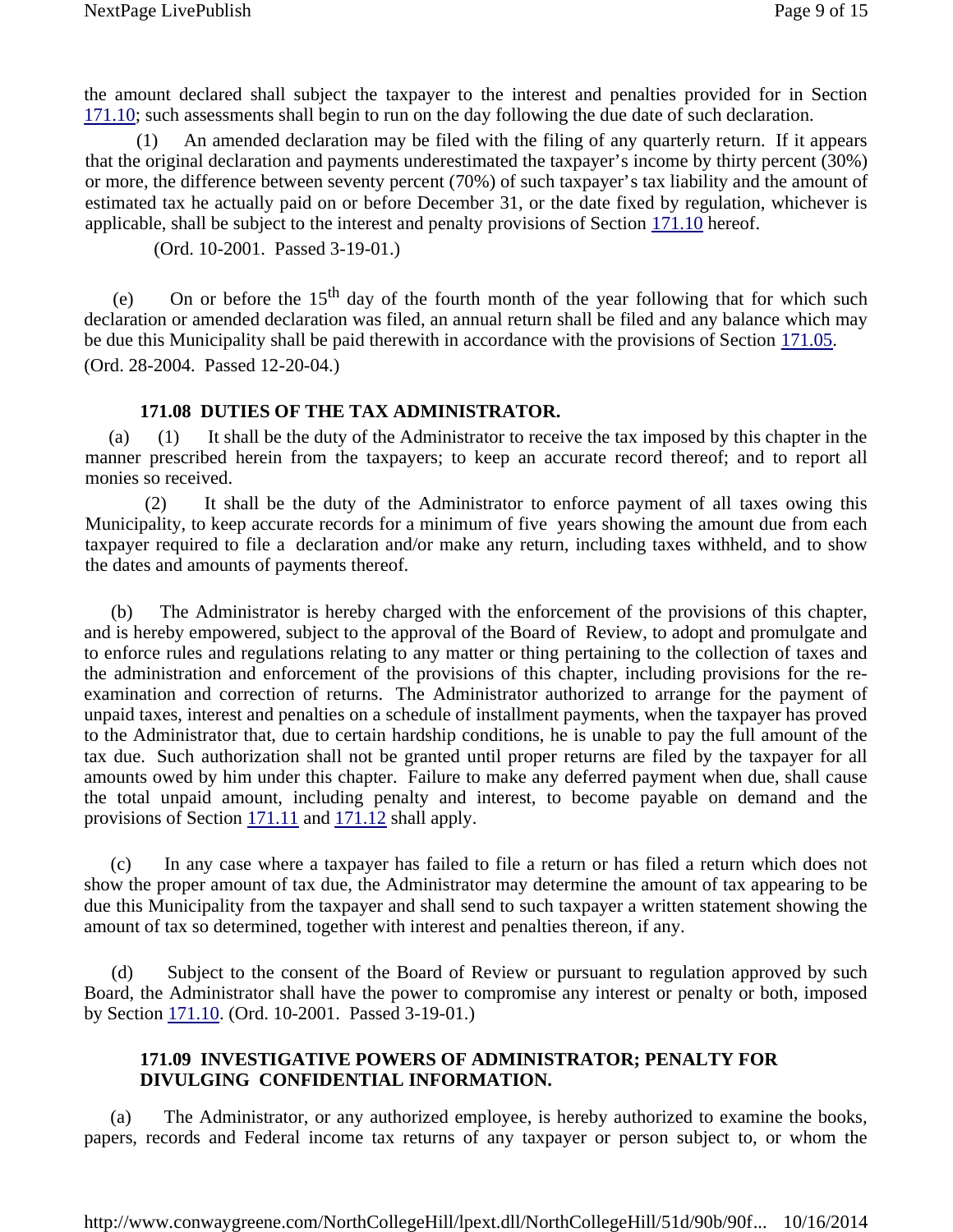the amount declared shall subject the taxpayer to the interest and penalties provided for in Section 171.10; such assessments shall begin to run on the day following the due date of such declaration.

(1) An amended declaration may be filed with the filing of any quarterly return. If it appears that the original declaration and payments underestimated the taxpayer's income by thirty percent (30%) or more, the difference between seventy percent (70%) of such taxpayer's tax liability and the amount of estimated tax he actually paid on or before December 31, or the date fixed by regulation, whichever is applicable, shall be subject to the interest and penalty provisions of Section 171.10 hereof.

(Ord. 10-2001. Passed 3-19-01.)

(e) On or before the 15th day of the fourth month of the year following that for which such declaration or amended declaration was filed, an annual return shall be filed and any balance which may be due this Municipality shall be paid therewith in accordance with the provisions of Section 171.05.
(Ord. 28-2004. Passed 12-20-04.)

### 171.08 DUTIES OF THE TAX ADMINISTRATOR.

(a) (1) It shall be the duty of the Administrator to receive the tax imposed by this chapter in the manner prescribed herein from the taxpayers; to keep an accurate record thereof; and to report all monies so received.

(2) It shall be the duty of the Administrator to enforce payment of all taxes owing this Municipality, to keep accurate records for a minimum of five years showing the amount due from each taxpayer required to file a declaration and/or make any return, including taxes withheld, and to show the dates and amounts of payments thereof.

(b) The Administrator is hereby charged with the enforcement of the provisions of this chapter, and is hereby empowered, subject to the approval of the Board of Review, to adopt and promulgate and to enforce rules and regulations relating to any matter or thing pertaining to the collection of taxes and the administration and enforcement of the provisions of this chapter, including provisions for the re-examination and correction of returns. The Administrator authorized to arrange for the payment of unpaid taxes, interest and penalties on a schedule of installment payments, when the taxpayer has proved to the Administrator that, due to certain hardship conditions, he is unable to pay the full amount of the tax due. Such authorization shall not be granted until proper returns are filed by the taxpayer for all amounts owed by him under this chapter. Failure to make any deferred payment when due, shall cause the total unpaid amount, including penalty and interest, to become payable on demand and the provisions of Section 171.11 and 171.12 shall apply.

(c) In any case where a taxpayer has failed to file a return or has filed a return which does not show the proper amount of tax due, the Administrator may determine the amount of tax appearing to be due this Municipality from the taxpayer and shall send to such taxpayer a written statement showing the amount of tax so determined, together with interest and penalties thereon, if any.

(d) Subject to the consent of the Board of Review or pursuant to regulation approved by such Board, the Administrator shall have the power to compromise any interest or penalty or both, imposed by Section 171.10. (Ord. 10-2001. Passed 3-19-01.)

### 171.09 INVESTIGATIVE POWERS OF ADMINISTRATOR; PENALTY FOR DIVULGING CONFIDENTIAL INFORMATION.

(a) The Administrator, or any authorized employee, is hereby authorized to examine the books, papers, records and Federal income tax returns of any taxpayer or person subject to, or whom the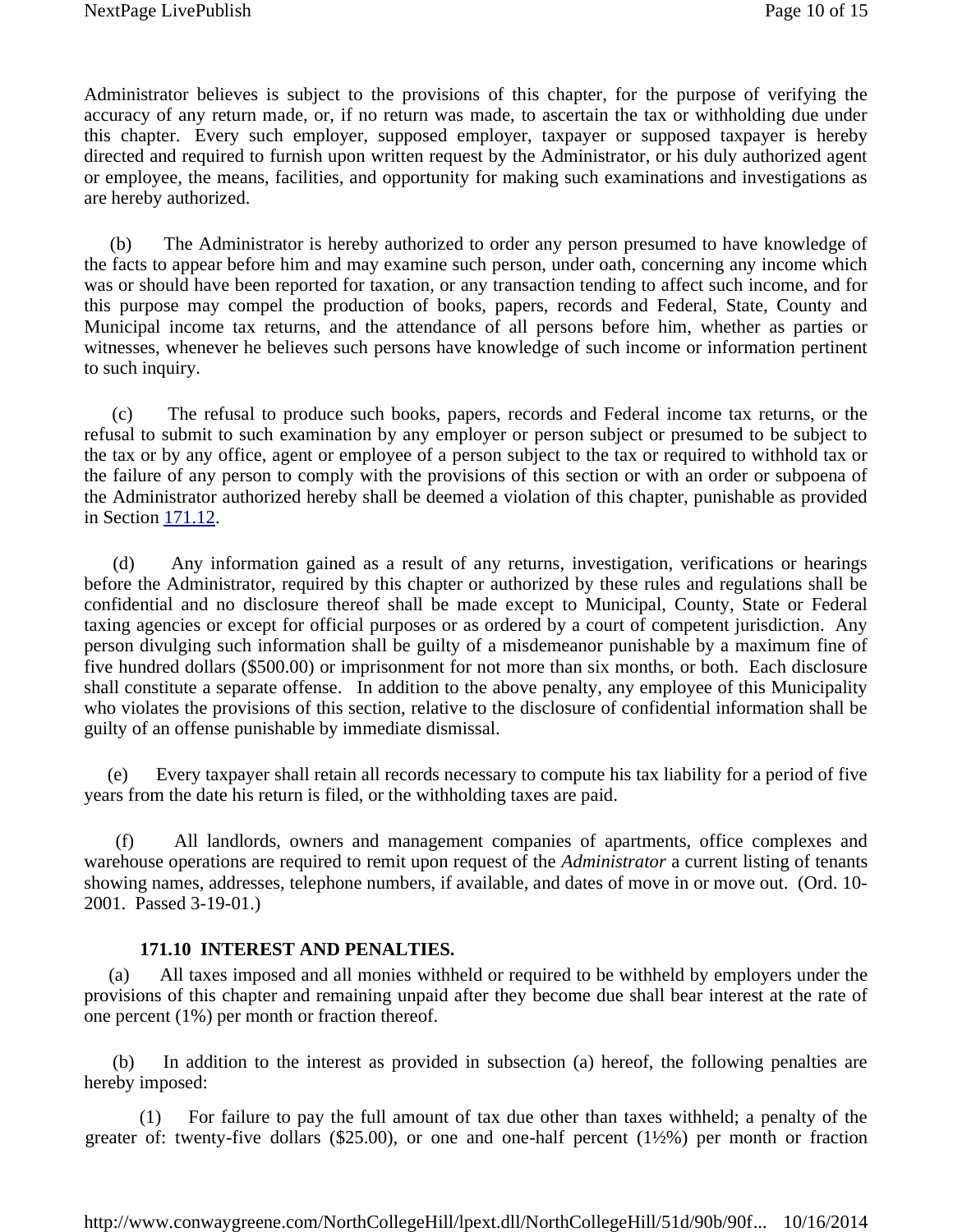Administrator believes is subject to the provisions of this chapter, for the purpose of verifying the accuracy of any return made, or, if no return was made, to ascertain the tax or withholding due under this chapter. Every such employer, supposed employer, taxpayer or supposed taxpayer is hereby directed and required to furnish upon written request by the Administrator, or his duly authorized agent or employee, the means, facilities, and opportunity for making such examinations and investigations as are hereby authorized.

(b) The Administrator is hereby authorized to order any person presumed to have knowledge of the facts to appear before him and may examine such person, under oath, concerning any income which was or should have been reported for taxation, or any transaction tending to affect such income, and for this purpose may compel the production of books, papers, records and Federal, State, County and Municipal income tax returns, and the attendance of all persons before him, whether as parties or witnesses, whenever he believes such persons have knowledge of such income or information pertinent to such inquiry.

(c) The refusal to produce such books, papers, records and Federal income tax returns, or the refusal to submit to such examination by any employer or person subject or presumed to be subject to the tax or by any office, agent or employee of a person subject to the tax or required to withhold tax or the failure of any person to comply with the provisions of this section or with an order or subpoena of the Administrator authorized hereby shall be deemed a violation of this chapter, punishable as provided in Section 171.12.

(d) Any information gained as a result of any returns, investigation, verifications or hearings before the Administrator, required by this chapter or authorized by these rules and regulations shall be confidential and no disclosure thereof shall be made except to Municipal, County, State or Federal taxing agencies or except for official purposes or as ordered by a court of competent jurisdiction. Any person divulging such information shall be guilty of a misdemeanor punishable by a maximum fine of five hundred dollars ($500.00) or imprisonment for not more than six months, or both. Each disclosure shall constitute a separate offense. In addition to the above penalty, any employee of this Municipality who violates the provisions of this section, relative to the disclosure of confidential information shall be guilty of an offense punishable by immediate dismissal.

(e) Every taxpayer shall retain all records necessary to compute his tax liability for a period of five years from the date his return is filed, or the withholding taxes are paid.

(f) All landlords, owners and management companies of apartments, office complexes and warehouse operations are required to remit upon request of the *Administrator* a current listing of tenants showing names, addresses, telephone numbers, if available, and dates of move in or move out. (Ord. 10-2001. Passed 3-19-01.)

**171.10 INTEREST AND PENALTIES.**

(a) All taxes imposed and all monies withheld or required to be withheld by employers under the provisions of this chapter and remaining unpaid after they become due shall bear interest at the rate of one percent (1%) per month or fraction thereof.

(b) In addition to the interest as provided in subsection (a) hereof, the following penalties are hereby imposed:

(1) For failure to pay the full amount of tax due other than taxes withheld; a penalty of the greater of: twenty-five dollars ($25.00), or one and one-half percent (1½%) per month or fraction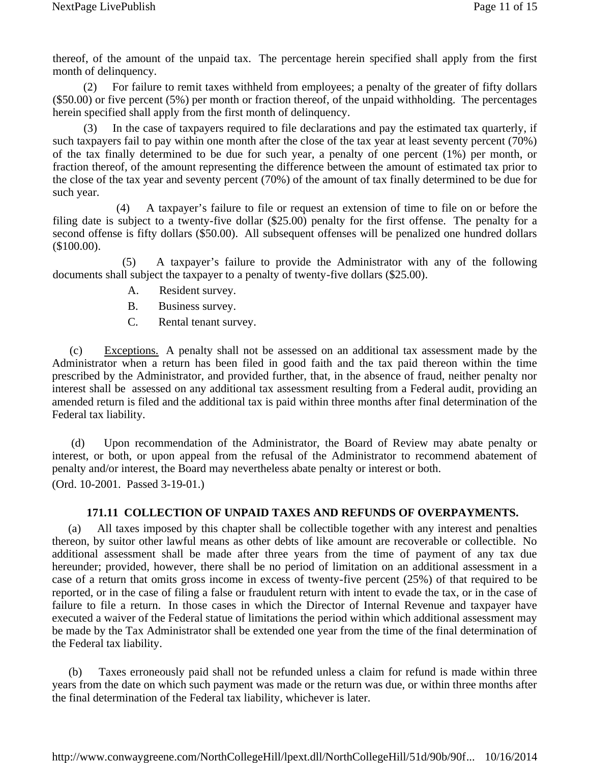thereof, of the amount of the unpaid tax. The percentage herein specified shall apply from the first month of delinquency.

(2) For failure to remit taxes withheld from employees; a penalty of the greater of fifty dollars ($50.00) or five percent (5%) per month or fraction thereof, of the unpaid withholding. The percentages herein specified shall apply from the first month of delinquency.

(3) In the case of taxpayers required to file declarations and pay the estimated tax quarterly, if such taxpayers fail to pay within one month after the close of the tax year at least seventy percent (70%) of the tax finally determined to be due for such year, a penalty of one percent (1%) per month, or fraction thereof, of the amount representing the difference between the amount of estimated tax prior to the close of the tax year and seventy percent (70%) of the amount of tax finally determined to be due for such year.

(4) A taxpayer's failure to file or request an extension of time to file on or before the filing date is subject to a twenty-five dollar ($25.00) penalty for the first offense. The penalty for a second offense is fifty dollars ($50.00). All subsequent offenses will be penalized one hundred dollars ($100.00).

(5) A taxpayer's failure to provide the Administrator with any of the following documents shall subject the taxpayer to a penalty of twenty-five dollars ($25.00).

A. Resident survey.

B. Business survey.

C. Rental tenant survey.

(c) Exceptions. A penalty shall not be assessed on an additional tax assessment made by the Administrator when a return has been filed in good faith and the tax paid thereon within the time prescribed by the Administrator, and provided further, that, in the absence of fraud, neither penalty nor interest shall be assessed on any additional tax assessment resulting from a Federal audit, providing an amended return is filed and the additional tax is paid within three months after final determination of the Federal tax liability.

(d) Upon recommendation of the Administrator, the Board of Review may abate penalty or interest, or both, or upon appeal from the refusal of the Administrator to recommend abatement of penalty and/or interest, the Board may nevertheless abate penalty or interest or both.

(Ord. 10-2001. Passed 3-19-01.)

### 171.11 COLLECTION OF UNPAID TAXES AND REFUNDS OF OVERPAYMENTS.

(a) All taxes imposed by this chapter shall be collectible together with any interest and penalties thereon, by suitor other lawful means as other debts of like amount are recoverable or collectible. No additional assessment shall be made after three years from the time of payment of any tax due hereunder; provided, however, there shall be no period of limitation on an additional assessment in a case of a return that omits gross income in excess of twenty-five percent (25%) of that required to be reported, or in the case of filing a false or fraudulent return with intent to evade the tax, or in the case of failure to file a return. In those cases in which the Director of Internal Revenue and taxpayer have executed a waiver of the Federal statue of limitations the period within which additional assessment may be made by the Tax Administrator shall be extended one year from the time of the final determination of the Federal tax liability.

(b) Taxes erroneously paid shall not be refunded unless a claim for refund is made within three years from the date on which such payment was made or the return was due, or within three months after the final determination of the Federal tax liability, whichever is later.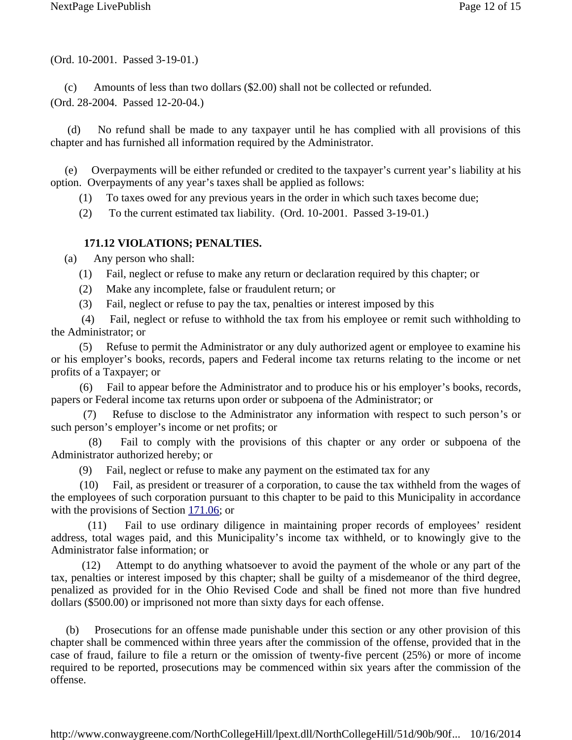(Ord. 10-2001. Passed 3-19-01.)

(c) Amounts of less than two dollars ($2.00) shall not be collected or refunded.
(Ord. 28-2004. Passed 12-20-04.)

(d) No refund shall be made to any taxpayer until he has complied with all provisions of this chapter and has furnished all information required by the Administrator.

(e) Overpayments will be either refunded or credited to the taxpayer's current year's liability at his option. Overpayments of any year's taxes shall be applied as follows:

(1) To taxes owed for any previous years in the order in which such taxes become due;

(2) To the current estimated tax liability. (Ord. 10-2001. Passed 3-19-01.)

### 171.12 VIOLATIONS; PENALTIES.

(a) Any person who shall:

(1) Fail, neglect or refuse to make any return or declaration required by this chapter; or

(2) Make any incomplete, false or fraudulent return; or

(3) Fail, neglect or refuse to pay the tax, penalties or interest imposed by this

(4) Fail, neglect or refuse to withhold the tax from his employee or remit such withholding to the Administrator; or

(5) Refuse to permit the Administrator or any duly authorized agent or employee to examine his or his employer's books, records, papers and Federal income tax returns relating to the income or net profits of a Taxpayer; or

(6) Fail to appear before the Administrator and to produce his or his employer's books, records, papers or Federal income tax returns upon order or subpoena of the Administrator; or

(7) Refuse to disclose to the Administrator any information with respect to such person's or such person's employer's income or net profits; or

(8) Fail to comply with the provisions of this chapter or any order or subpoena of the Administrator authorized hereby; or

(9) Fail, neglect or refuse to make any payment on the estimated tax for any

(10) Fail, as president or treasurer of a corporation, to cause the tax withheld from the wages of the employees of such corporation pursuant to this chapter to be paid to this Municipality in accordance with the provisions of Section 171.06; or

(11) Fail to use ordinary diligence in maintaining proper records of employees' resident address, total wages paid, and this Municipality's income tax withheld, or to knowingly give to the Administrator false information; or

(12) Attempt to do anything whatsoever to avoid the payment of the whole or any part of the tax, penalties or interest imposed by this chapter; shall be guilty of a misdemeanor of the third degree, penalized as provided for in the Ohio Revised Code and shall be fined not more than five hundred dollars ($500.00) or imprisoned not more than sixty days for each offense.

(b) Prosecutions for an offense made punishable under this section or any other provision of this chapter shall be commenced within three years after the commission of the offense, provided that in the case of fraud, failure to file a return or the omission of twenty-five percent (25%) or more of income required to be reported, prosecutions may be commenced within six years after the commission of the offense.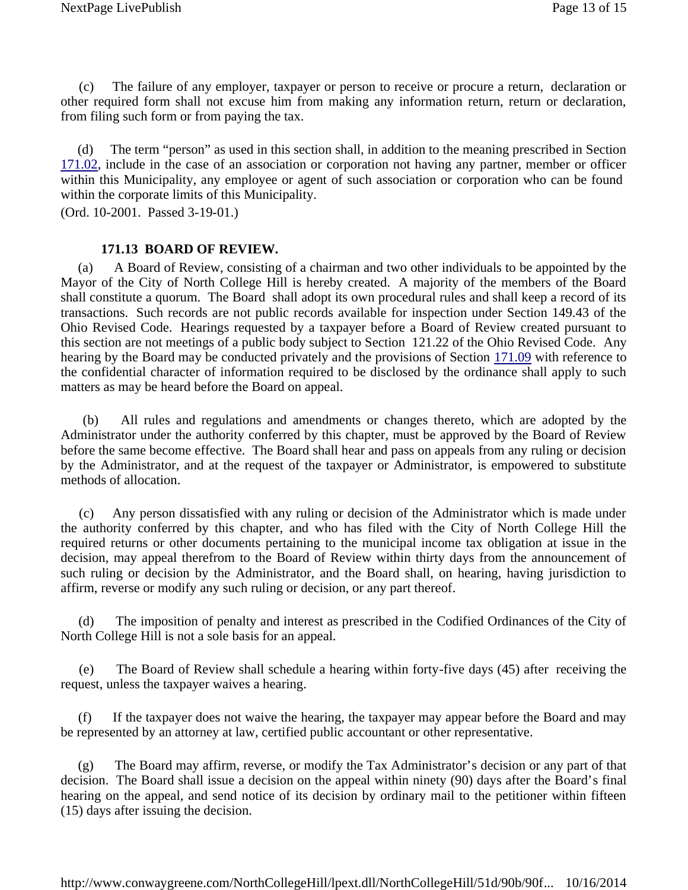(c) The failure of any employer, taxpayer or person to receive or procure a return, declaration or other required form shall not excuse him from making any information return, return or declaration, from filing such form or from paying the tax.

(d) The term "person" as used in this section shall, in addition to the meaning prescribed in Section 171.02, include in the case of an association or corporation not having any partner, member or officer within this Municipality, any employee or agent of such association or corporation who can be found within the corporate limits of this Municipality.

(Ord. 10-2001. Passed 3-19-01.)

### 171.13 BOARD OF REVIEW.

(a) A Board of Review, consisting of a chairman and two other individuals to be appointed by the Mayor of the City of North College Hill is hereby created. A majority of the members of the Board shall constitute a quorum. The Board shall adopt its own procedural rules and shall keep a record of its transactions. Such records are not public records available for inspection under Section 149.43 of the Ohio Revised Code. Hearings requested by a taxpayer before a Board of Review created pursuant to this section are not meetings of a public body subject to Section 121.22 of the Ohio Revised Code. Any hearing by the Board may be conducted privately and the provisions of Section 171.09 with reference to the confidential character of information required to be disclosed by the ordinance shall apply to such matters as may be heard before the Board on appeal.

(b) All rules and regulations and amendments or changes thereto, which are adopted by the Administrator under the authority conferred by this chapter, must be approved by the Board of Review before the same become effective. The Board shall hear and pass on appeals from any ruling or decision by the Administrator, and at the request of the taxpayer or Administrator, is empowered to substitute methods of allocation.

(c) Any person dissatisfied with any ruling or decision of the Administrator which is made under the authority conferred by this chapter, and who has filed with the City of North College Hill the required returns or other documents pertaining to the municipal income tax obligation at issue in the decision, may appeal therefrom to the Board of Review within thirty days from the announcement of such ruling or decision by the Administrator, and the Board shall, on hearing, having jurisdiction to affirm, reverse or modify any such ruling or decision, or any part thereof.

(d) The imposition of penalty and interest as prescribed in the Codified Ordinances of the City of North College Hill is not a sole basis for an appeal.

(e) The Board of Review shall schedule a hearing within forty-five days (45) after receiving the request, unless the taxpayer waives a hearing.

(f) If the taxpayer does not waive the hearing, the taxpayer may appear before the Board and may be represented by an attorney at law, certified public accountant or other representative.

(g) The Board may affirm, reverse, or modify the Tax Administrator's decision or any part of that decision. The Board shall issue a decision on the appeal within ninety (90) days after the Board's final hearing on the appeal, and send notice of its decision by ordinary mail to the petitioner within fifteen (15) days after issuing the decision.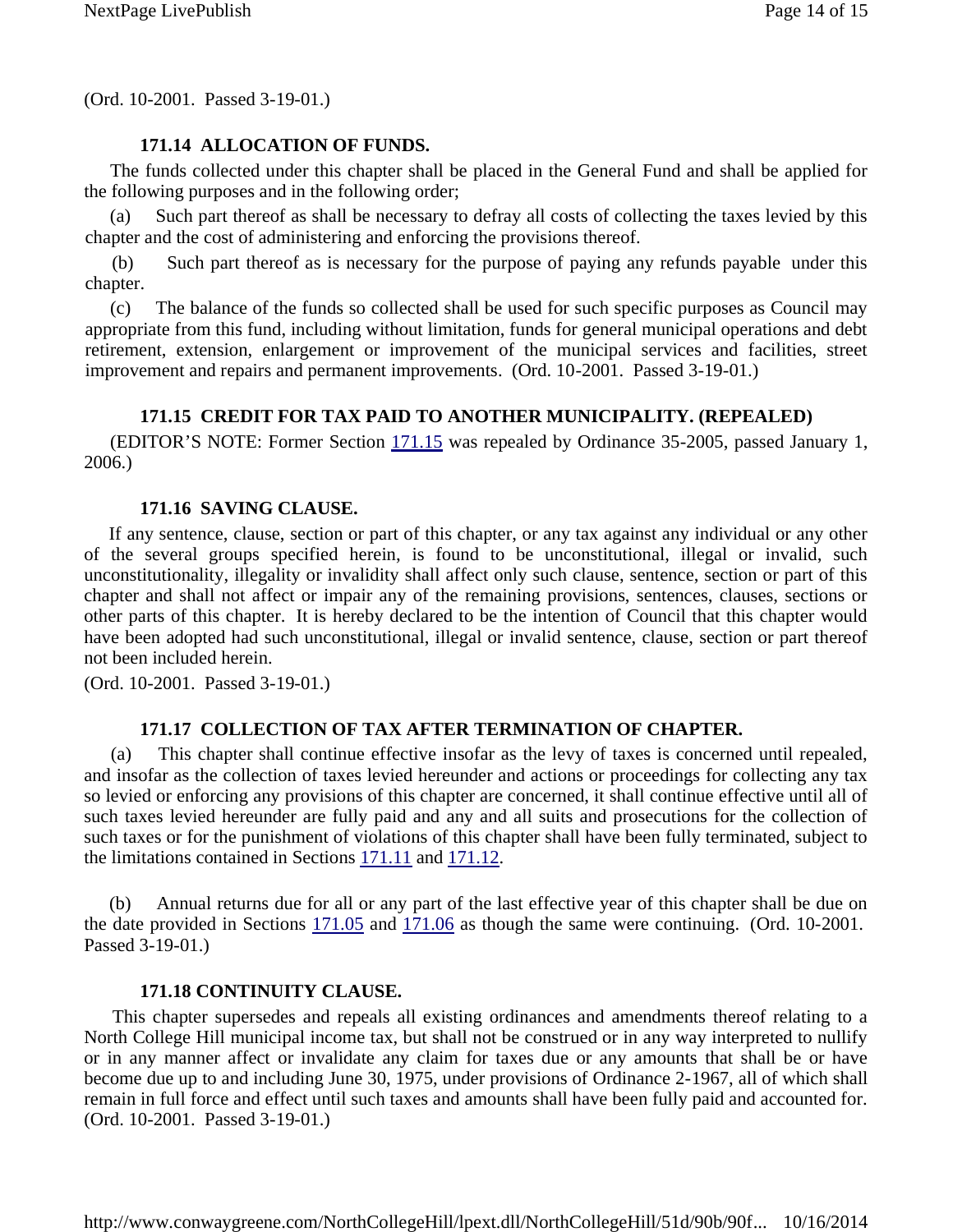(Ord. 10-2001. Passed 3-19-01.)

### 171.14 ALLOCATION OF FUNDS.

The funds collected under this chapter shall be placed in the General Fund and shall be applied for the following purposes and in the following order;

(a) Such part thereof as shall be necessary to defray all costs of collecting the taxes levied by this chapter and the cost of administering and enforcing the provisions thereof.

(b) Such part thereof as is necessary for the purpose of paying any refunds payable under this chapter.

(c) The balance of the funds so collected shall be used for such specific purposes as Council may appropriate from this fund, including without limitation, funds for general municipal operations and debt retirement, extension, enlargement or improvement of the municipal services and facilities, street improvement and repairs and permanent improvements. (Ord. 10-2001. Passed 3-19-01.)

### 171.15 CREDIT FOR TAX PAID TO ANOTHER MUNICIPALITY. (REPEALED)

(EDITOR'S NOTE: Former Section 171.15 was repealed by Ordinance 35-2005, passed January 1, 2006.)

### 171.16 SAVING CLAUSE.

If any sentence, clause, section or part of this chapter, or any tax against any individual or any other of the several groups specified herein, is found to be unconstitutional, illegal or invalid, such unconstitutionality, illegality or invalidity shall affect only such clause, sentence, section or part of this chapter and shall not affect or impair any of the remaining provisions, sentences, clauses, sections or other parts of this chapter. It is hereby declared to be the intention of Council that this chapter would have been adopted had such unconstitutional, illegal or invalid sentence, clause, section or part thereof not been included herein.

(Ord. 10-2001. Passed 3-19-01.)

### 171.17 COLLECTION OF TAX AFTER TERMINATION OF CHAPTER.

(a) This chapter shall continue effective insofar as the levy of taxes is concerned until repealed, and insofar as the collection of taxes levied hereunder and actions or proceedings for collecting any tax so levied or enforcing any provisions of this chapter are concerned, it shall continue effective until all of such taxes levied hereunder are fully paid and any and all suits and prosecutions for the collection of such taxes or for the punishment of violations of this chapter shall have been fully terminated, subject to the limitations contained in Sections 171.11 and 171.12.

(b) Annual returns due for all or any part of the last effective year of this chapter shall be due on the date provided in Sections 171.05 and 171.06 as though the same were continuing. (Ord. 10-2001. Passed 3-19-01.)

### 171.18 CONTINUITY CLAUSE.

This chapter supersedes and repeals all existing ordinances and amendments thereof relating to a North College Hill municipal income tax, but shall not be construed or in any way interpreted to nullify or in any manner affect or invalidate any claim for taxes due or any amounts that shall be or have become due up to and including June 30, 1975, under provisions of Ordinance 2-1967, all of which shall remain in full force and effect until such taxes and amounts shall have been fully paid and accounted for. (Ord. 10-2001. Passed 3-19-01.)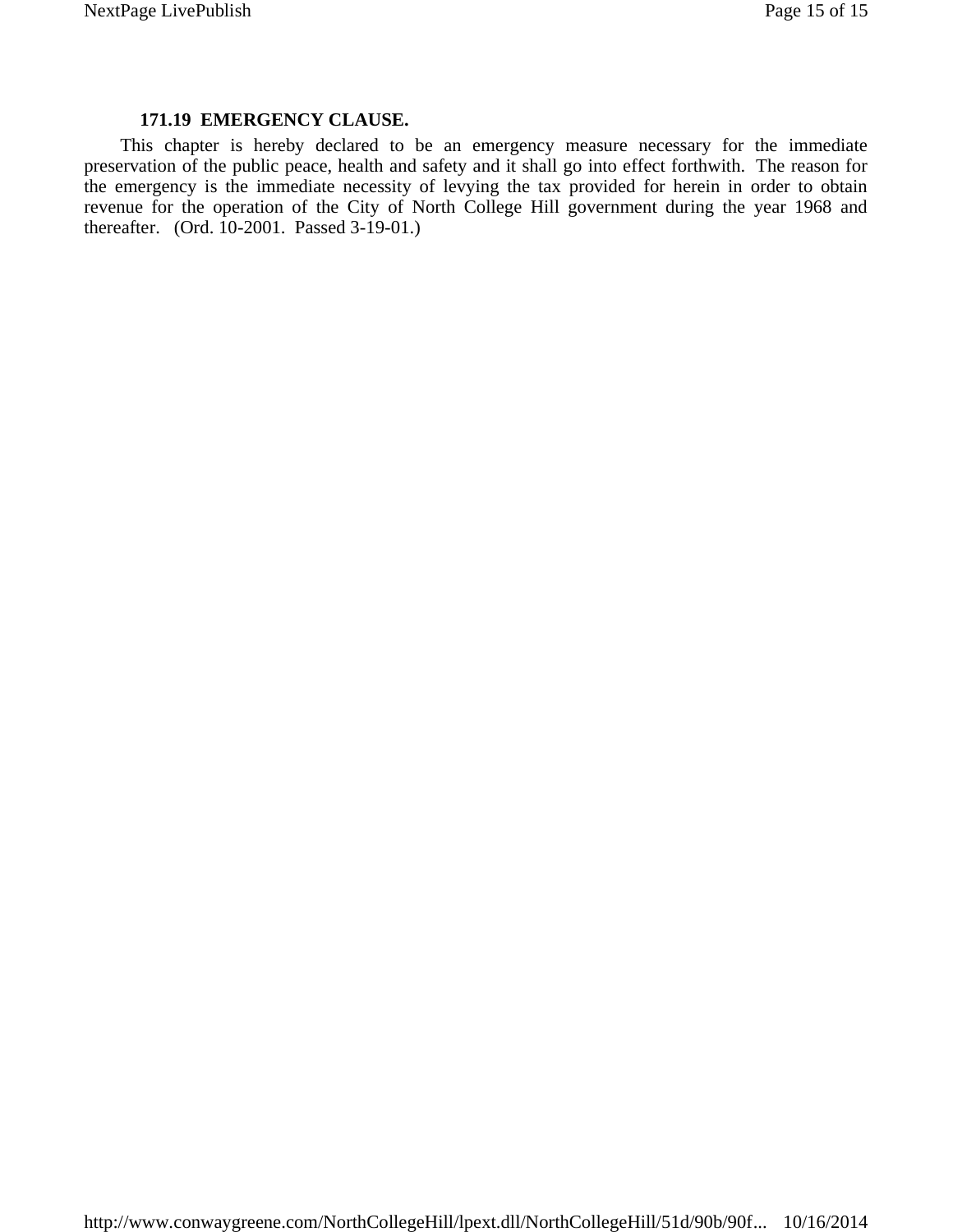### 171.19 EMERGENCY CLAUSE.

This chapter is hereby declared to be an emergency measure necessary for the immediate preservation of the public peace, health and safety and it shall go into effect forthwith. The reason for the emergency is the immediate necessity of levying the tax provided for herein in order to obtain revenue for the operation of the City of North College Hill government during the year 1968 and thereafter. (Ord. 10-2001. Passed 3-19-01.)